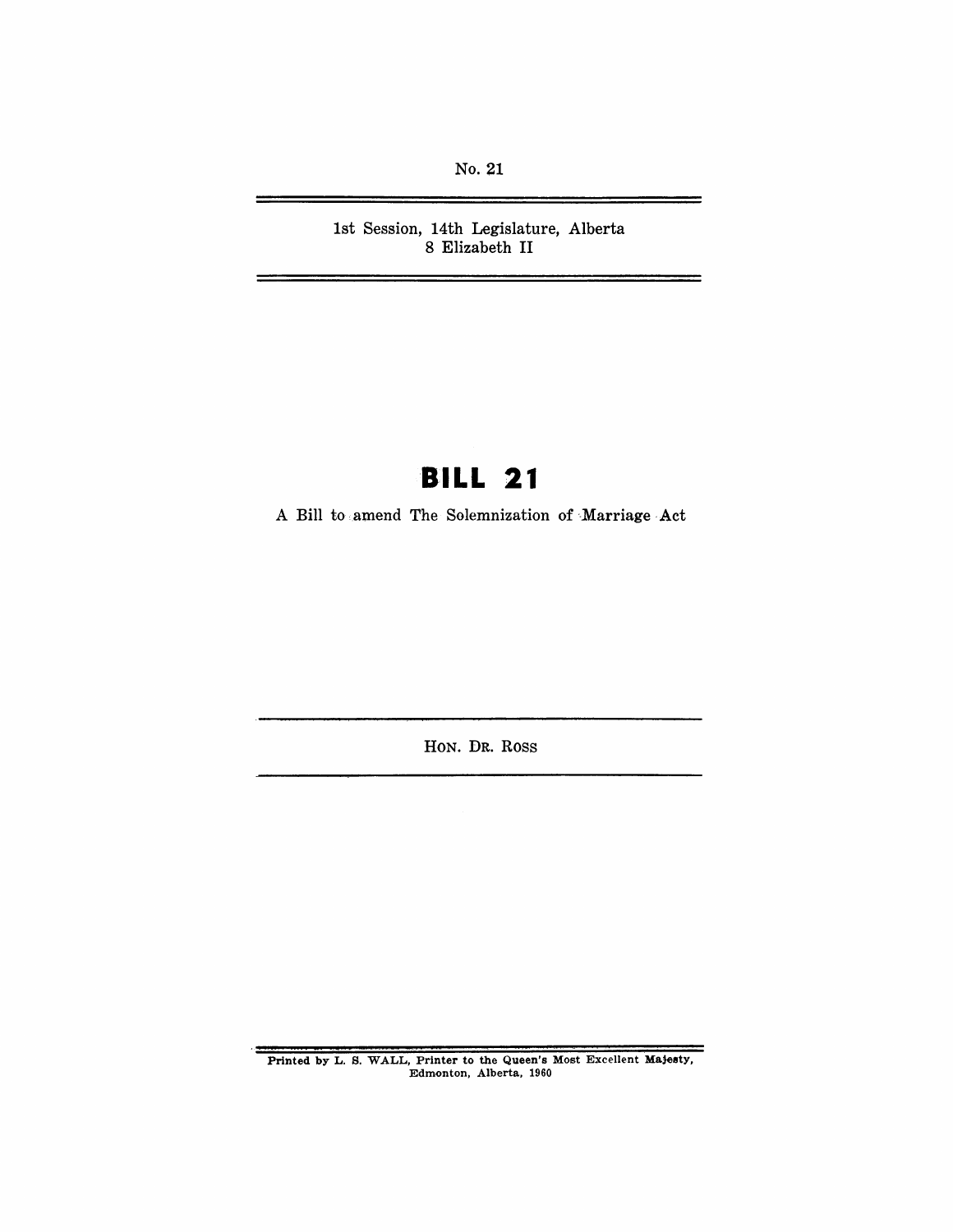No. 21

1st Session, 14th Legislature, Alberta
8 Elizabeth II

# BILL 21

A Bill to amend The Solemnization of Marriage Act

HON. DR. ROSS

Printed by L. S. WALL, Printer to the Queen's Most Excellent Majesty, Edmonton, Alberta, 1960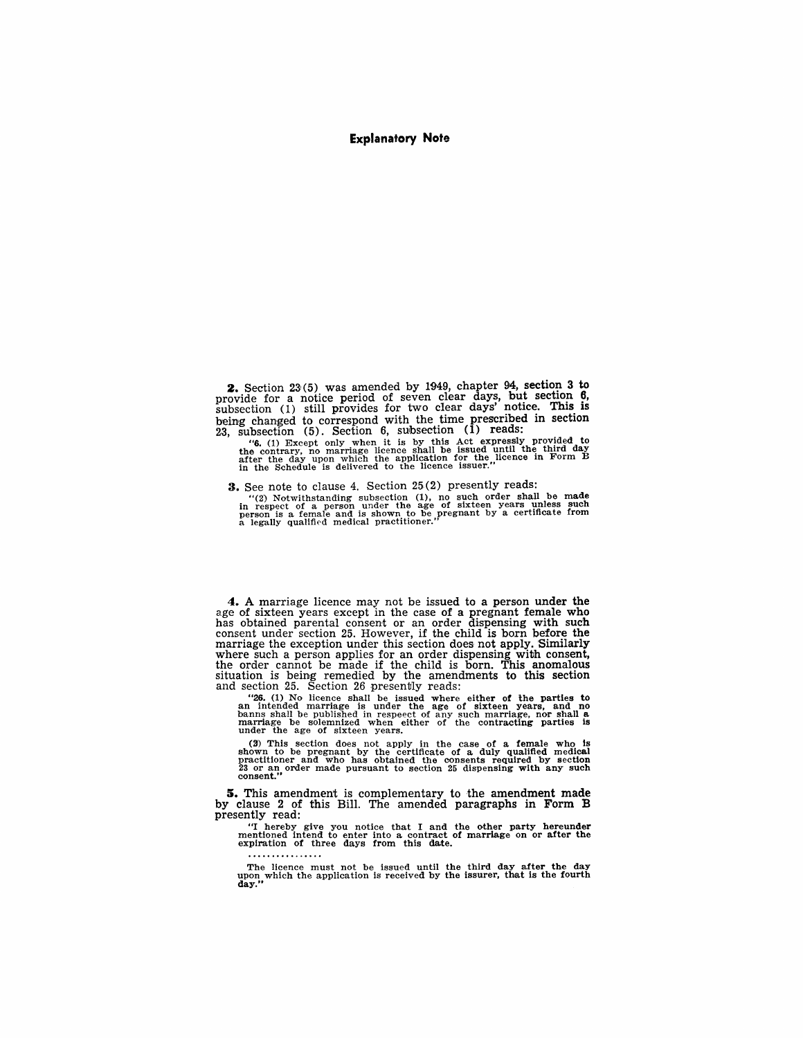## Explanatory Note

**2.** Section 23(5) was amended by 1949, chapter 94, section 3 to provide for a notice period of seven clear days, but section 6, subsection (1) still provides for two clear days' notice. This is being changed to correspond with the time prescribed in section 23, subsection (5). Section 6, subsection (1) reads:

> "**6.** (1) Except only when it is by this Act expressly provided to the contrary, no marriage licence shall be issued until the third day after the day upon which the application for the licence in Form B in the Schedule is delivered to the licence issuer."

**3.** See note to clause 4. Section 25(2) presently reads:

> "(2) Notwithstanding subsection (1), no such order shall be made in respect of a person under the age of sixteen years unless such person is a female and is shown to be pregnant by a certificate from a legally qualified medical practitioner."

**4.** A marriage licence may not be issued to a person under the age of sixteen years except in the case of a pregnant female who has obtained parental consent or an order dispensing with such consent under section 25. However, if the child is born before the marriage the exception under this section does not apply. Similarly where such a person applies for an order dispensing with consent, the order cannot be made if the child is born. This anomalous situation is being remedied by the amendments to this section and section 25. Section 26 presently reads:

> "**26.** (1) No licence shall be issued where either of the parties to an intended marriage is under the age of sixteen years, and no banns shall be published in respeect of any such marriage, nor shall a marriage be solemnized when either of the contracting parties is under the age of sixteen years.
>
> (2) This section does not apply in the case of a female who is shown to be pregnant by the certificate of a duly qualified medical practitioner and who has obtained the consents required by section 23 or an order made pursuant to section 25 dispensing with any such consent."

**5.** This amendment is complementary to the amendment made by clause 2 of this Bill. The amended paragraphs in Form B presently read:

> "I hereby give you notice that I and the other party hereunder mentioned intend to enter into a contract of marriage on or after the expiration of three days from this date.
>
> ................
>
> The licence must not be issued until the third day after the day upon which the application is received by the issurer, that is the fourth day."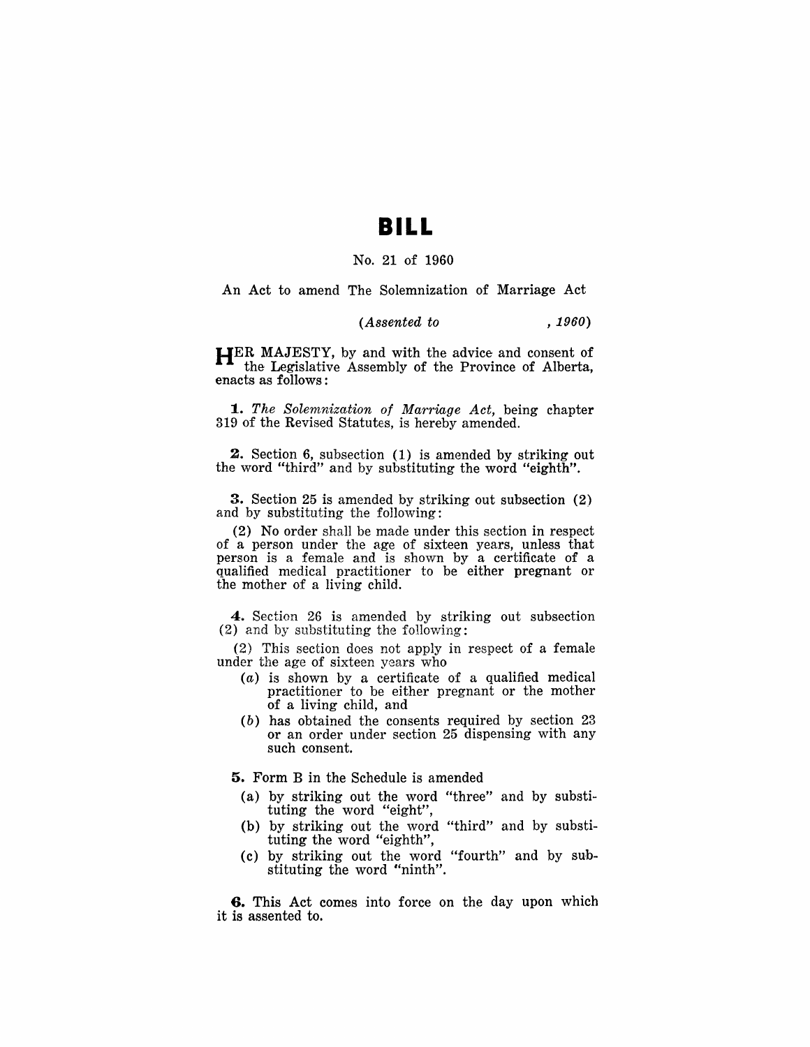# BILL

No. 21 of 1960

An Act to amend The Solemnization of Marriage Act

*(Assented to , 1960)*

HER MAJESTY, by and with the advice and consent of the Legislative Assembly of the Province of Alberta, enacts as follows:

**1.** *The Solemnization of Marriage Act,* being chapter 319 of the Revised Statutes, is hereby amended.

**2.** Section 6, subsection (1) is amended by striking out the word "third" and by substituting the word "eighth".

**3.** Section 25 is amended by striking out subsection (2) and by substituting the following:

(2) No order shall be made under this section in respect of a person under the age of sixteen years, unless that person is a female and is shown by a certificate of a qualified medical practitioner to be either pregnant or the mother of a living child.

**4.** Section 26 is amended by striking out subsection (2) and by substituting the following:

(2) This section does not apply in respect of a female under the age of sixteen years who

- (*a*) is shown by a certificate of a qualified medical practitioner to be either pregnant or the mother of a living child, and
- (*b*) has obtained the consents required by section 23 or an order under section 25 dispensing with any such consent.

**5.** Form B in the Schedule is amended

- (a) by striking out the word "three" and by substituting the word "eight",
- (b) by striking out the word "third" and by substituting the word "eighth",
- (c) by striking out the word "fourth" and by substituting the word "ninth".

**6.** This Act comes into force on the day upon which it is assented to.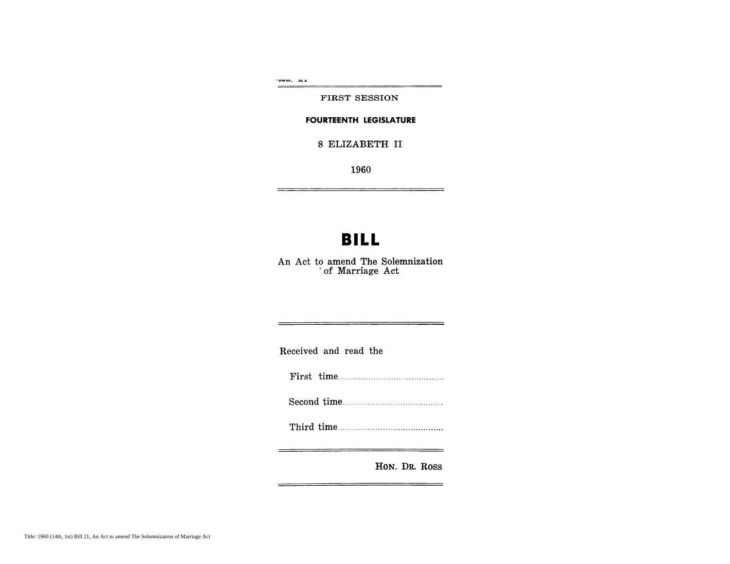No. 21

FIRST SESSION

**FOURTEENTH LEGISLATURE**

8 ELIZABETH II

1960

# BILL

An Act to amend The Solemnization of Marriage Act

Received and read the

First time..........................................

Second time........................................

Third time..........................................

HON. DR. ROSS